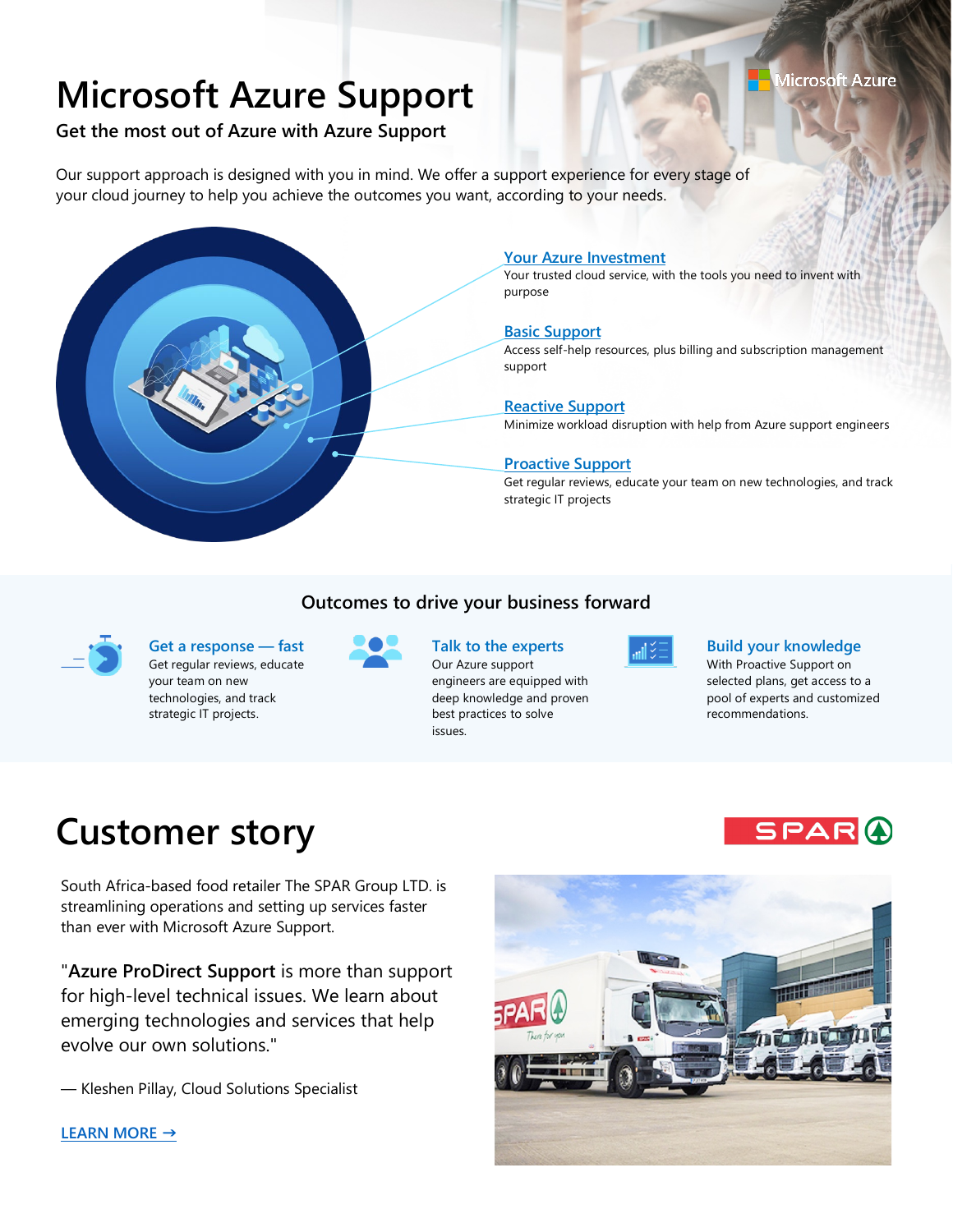# Microsoft Azure Support

## Get the most out of Azure with Azure Support

Our support approach is designed with you in mind. We offer a support experience for every stage of your cloud journey to help you achieve the outcomes you want, according to your needs.

**Your Azure Investment**
Your trusted cloud service, with the tools you need to invent with purpose

**Basic Support**
Access self-help resources, plus billing and subscription management support

**Reactive Support**
Minimize workload disruption with help from Azure support engineers

**Proactive Support**
Get regular reviews, educate your team on new technologies, and track strategic IT projects

### Outcomes to drive your business forward

**Get a response — fast**
Get regular reviews, educate your team on new technologies, and track strategic IT projects.

**Talk to the experts**
Our Azure support engineers are equipped with deep knowledge and proven best practices to solve issues.

**Build your knowledge**
With Proactive Support on selected plans, get access to a pool of experts and customized recommendations.

# Customer story

South Africa-based food retailer The SPAR Group LTD. is streamlining operations and setting up services faster than ever with Microsoft Azure Support.

"**Azure ProDirect Support** is more than support for high-level technical issues. We learn about emerging technologies and services that help evolve our own solutions."

— Kleshen Pillay, Cloud Solutions Specialist

LEARN MORE →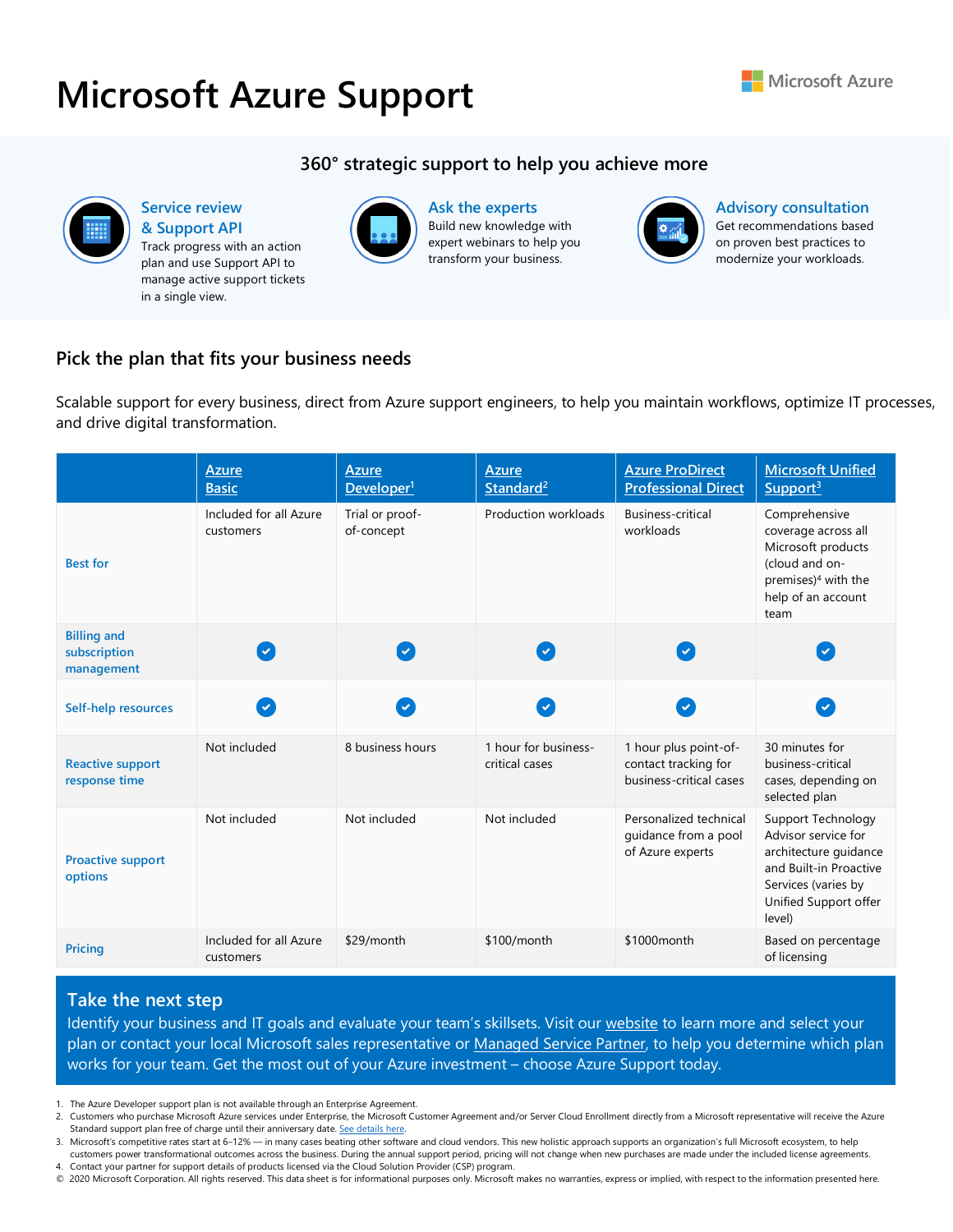# Microsoft Azure Support

Microsoft Azure

## 360° strategic support to help you achieve more

### Service review & Support API

Track progress with an action plan and use Support API to manage active support tickets in a single view.

### Ask the experts

Build new knowledge with expert webinars to help you transform your business.

### Advisory consultation

Get recommendations based on proven best practices to modernize your workloads.

## Pick the plan that fits your business needs

Scalable support for every business, direct from Azure support engineers, to help you maintain workflows, optimize IT processes, and drive digital transformation.

| | Azure Basic | Azure Developer[1] | Azure Standard[2] | Azure ProDirect Professional Direct | Microsoft Unified Support[3] |
|---|---|---|---|---|---|
| **Best for** | Included for all Azure customers | Trial or proof-of-concept | Production workloads | Business-critical workloads | Comprehensive coverage across all Microsoft products (cloud and on-premises)[4] with the help of an account team |
| **Billing and subscription management** | ✓ | ✓ | ✓ | ✓ | ✓ |
| **Self-help resources** | ✓ | ✓ | ✓ | ✓ | ✓ |
| **Reactive support response time** | Not included | 8 business hours | 1 hour for business-critical cases | 1 hour plus point-of-contact tracking for business-critical cases | 30 minutes for business-critical cases, depending on selected plan |
| **Proactive support options** | Not included | Not included | Not included | Personalized technical guidance from a pool of Azure experts | Support Technology Advisor service for architecture guidance and Built-in Proactive Services (varies by Unified Support offer level) |
| **Pricing** | Included for all Azure customers | $29/month | $100/month | $1000month | Based on percentage of licensing |

## Take the next step

Identify your business and IT goals and evaluate your team's skillsets. Visit our website to learn more and select your plan or contact your local Microsoft sales representative or Managed Service Partner, to help you determine which plan works for your team. Get the most out of your Azure investment – choose Azure Support today.

1. The Azure Developer support plan is not available through an Enterprise Agreement.
2. Customers who purchase Microsoft Azure services under Enterprise, the Microsoft Customer Agreement and/or Server Cloud Enrollment directly from a Microsoft representative will receive the Azure Standard support plan free of charge until their anniversary date. See details here.
3. Microsoft's competitive rates start at 6–12% — in many cases beating other software and cloud vendors. This new holistic approach supports an organization's full Microsoft ecosystem, to help customers power transformational outcomes across the business. During the annual support period, pricing will not change when new purchases are made under the included license agreements.
4. Contact your partner for support details of products licensed via the Cloud Solution Provider (CSP) program.

© 2020 Microsoft Corporation. All rights reserved. This data sheet is for informational purposes only. Microsoft makes no warranties, express or implied, with respect to the information presented here.